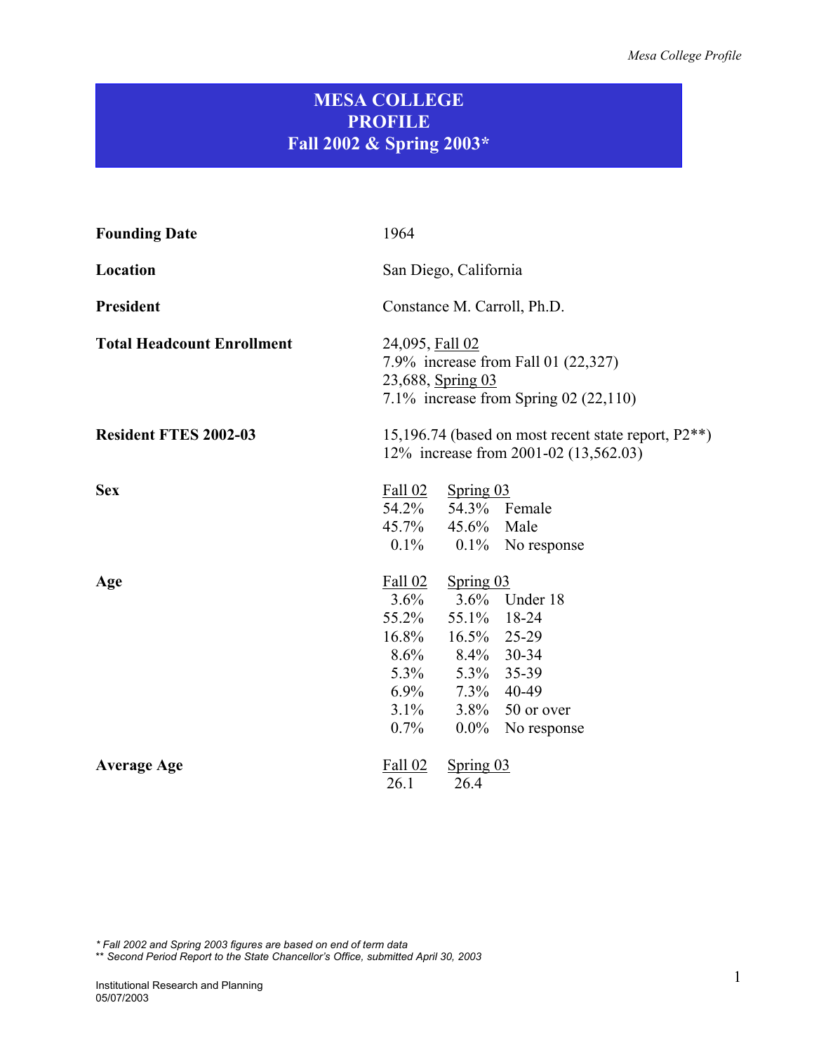# MESA COLLEGE PROFILE Fall 2002 & Spring 2003*

**Founding Date** 1964

**Location** San Diego, California

**President** Constance M. Carroll, Ph.D.

**Total Headcount Enrollment**
24,095, Fall 02
7.9% increase from Fall 01 (22,327)
23,688, Spring 03
7.1% increase from Spring 02 (22,110)

**Resident FTES 2002-03**
15,196.74 (based on most recent state report, P2**)
12% increase from 2001-02 (13,562.03)

**Sex**

| Fall 02 | Spring 03 | |
|---|---|---|
| 54.2% | 54.3% | Female |
| 45.7% | 45.6% | Male |
| 0.1% | 0.1% | No response |

**Age**

| Fall 02 | Spring 03 | |
|---|---|---|
| 3.6% | 3.6% | Under 18 |
| 55.2% | 55.1% | 18-24 |
| 16.8% | 16.5% | 25-29 |
| 8.6% | 8.4% | 30-34 |
| 5.3% | 5.3% | 35-39 |
| 6.9% | 7.3% | 40-49 |
| 3.1% | 3.8% | 50 or over |
| 0.7% | 0.0% | No response |

**Average Age**

| Fall 02 | Spring 03 |
|---|---|
| 26.1 | 26.4 |

*\* Fall 2002 and Spring 2003 figures are based on end of term data*
*\*\* Second Period Report to the State Chancellor's Office, submitted April 30, 2003*

Institutional Research and Planning
05/07/2003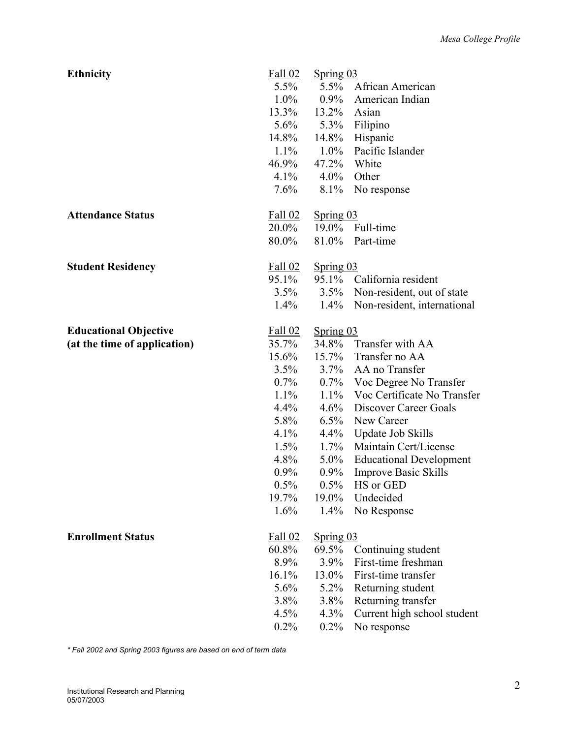### Ethnicity

| Fall 02 | Spring 03 | |
|---|---|---|
| 5.5% | 5.5% | African American |
| 1.0% | 0.9% | American Indian |
| 13.3% | 13.2% | Asian |
| 5.6% | 5.3% | Filipino |
| 14.8% | 14.8% | Hispanic |
| 1.1% | 1.0% | Pacific Islander |
| 46.9% | 47.2% | White |
| 4.1% | 4.0% | Other |
| 7.6% | 8.1% | No response |

### Attendance Status

| Fall 02 | Spring 03 | |
|---|---|---|
| 20.0% | 19.0% | Full-time |
| 80.0% | 81.0% | Part-time |

### Student Residency

| Fall 02 | Spring 03 | |
|---|---|---|
| 95.1% | 95.1% | California resident |
| 3.5% | 3.5% | Non-resident, out of state |
| 1.4% | 1.4% | Non-resident, international |

### Educational Objective (at the time of application)

| Fall 02 | Spring 03 | |
|---|---|---|
| 35.7% | 34.8% | Transfer with AA |
| 15.6% | 15.7% | Transfer no AA |
| 3.5% | 3.7% | AA no Transfer |
| 0.7% | 0.7% | Voc Degree No Transfer |
| 1.1% | 1.1% | Voc Certificate No Transfer |
| 4.4% | 4.6% | Discover Career Goals |
| 5.8% | 6.5% | New Career |
| 4.1% | 4.4% | Update Job Skills |
| 1.5% | 1.7% | Maintain Cert/License |
| 4.8% | 5.0% | Educational Development |
| 0.9% | 0.9% | Improve Basic Skills |
| 0.5% | 0.5% | HS or GED |
| 19.7% | 19.0% | Undecided |
| 1.6% | 1.4% | No Response |

### Enrollment Status

| Fall 02 | Spring 03 | |
|---|---|---|
| 60.8% | 69.5% | Continuing student |
| 8.9% | 3.9% | First-time freshman |
| 16.1% | 13.0% | First-time transfer |
| 5.6% | 5.2% | Returning student |
| 3.8% | 3.8% | Returning transfer |
| 4.5% | 4.3% | Current high school student |
| 0.2% | 0.2% | No response |

*\* Fall 2002 and Spring 2003 figures are based on end of term data*

Institutional Research and Planning
05/07/2003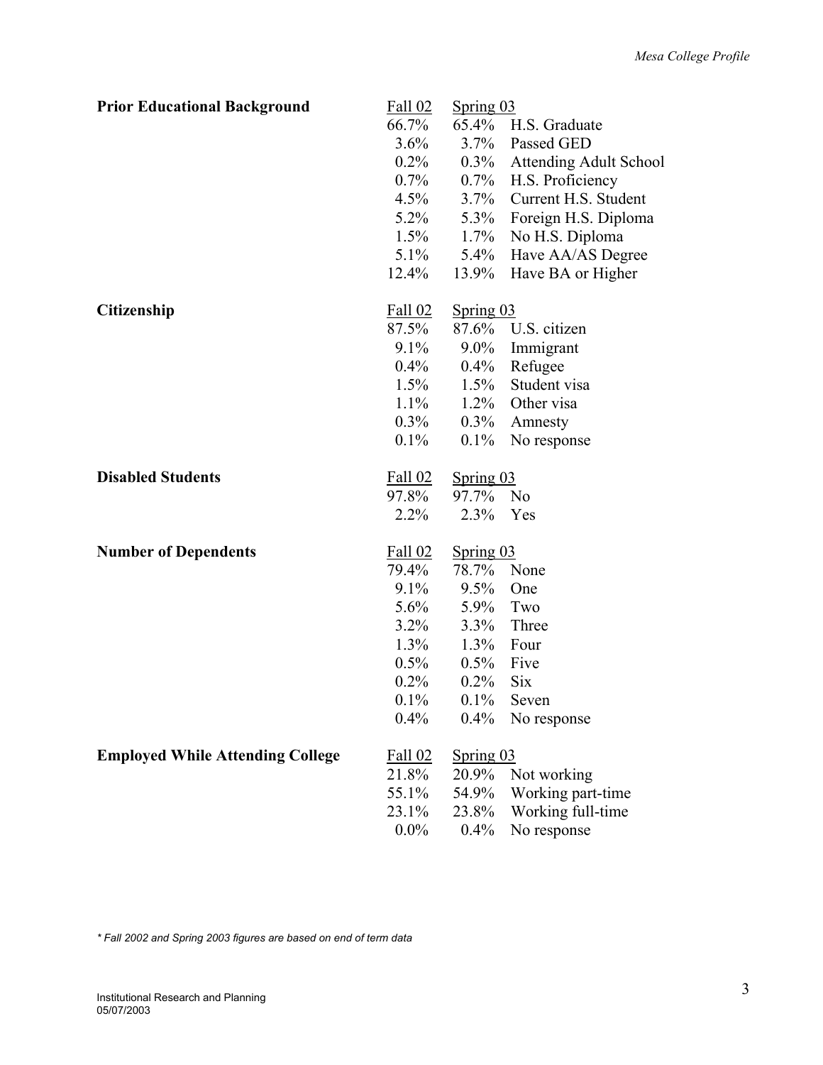**Prior Educational Background**

| Fall 02 | Spring 03 | |
|---|---|---|
| 66.7% | 65.4% | H.S. Graduate |
| 3.6% | 3.7% | Passed GED |
| 0.2% | 0.3% | Attending Adult School |
| 0.7% | 0.7% | H.S. Proficiency |
| 4.5% | 3.7% | Current H.S. Student |
| 5.2% | 5.3% | Foreign H.S. Diploma |
| 1.5% | 1.7% | No H.S. Diploma |
| 5.1% | 5.4% | Have AA/AS Degree |
| 12.4% | 13.9% | Have BA or Higher |

**Citizenship**

| Fall 02 | Spring 03 | |
|---|---|---|
| 87.5% | 87.6% | U.S. citizen |
| 9.1% | 9.0% | Immigrant |
| 0.4% | 0.4% | Refugee |
| 1.5% | 1.5% | Student visa |
| 1.1% | 1.2% | Other visa |
| 0.3% | 0.3% | Amnesty |
| 0.1% | 0.1% | No response |

**Disabled Students**

| Fall 02 | Spring 03 | |
|---|---|---|
| 97.8% | 97.7% | No |
| 2.2% | 2.3% | Yes |

**Number of Dependents**

| Fall 02 | Spring 03 | |
|---|---|---|
| 79.4% | 78.7% | None |
| 9.1% | 9.5% | One |
| 5.6% | 5.9% | Two |
| 3.2% | 3.3% | Three |
| 1.3% | 1.3% | Four |
| 0.5% | 0.5% | Five |
| 0.2% | 0.2% | Six |
| 0.1% | 0.1% | Seven |
| 0.4% | 0.4% | No response |

**Employed While Attending College**

| Fall 02 | Spring 03 | |
|---|---|---|
| 21.8% | 20.9% | Not working |
| 55.1% | 54.9% | Working part-time |
| 23.1% | 23.8% | Working full-time |
| 0.0% | 0.4% | No response |

*\* Fall 2002 and Spring 2003 figures are based on end of term data*

Institutional Research and Planning
05/07/2003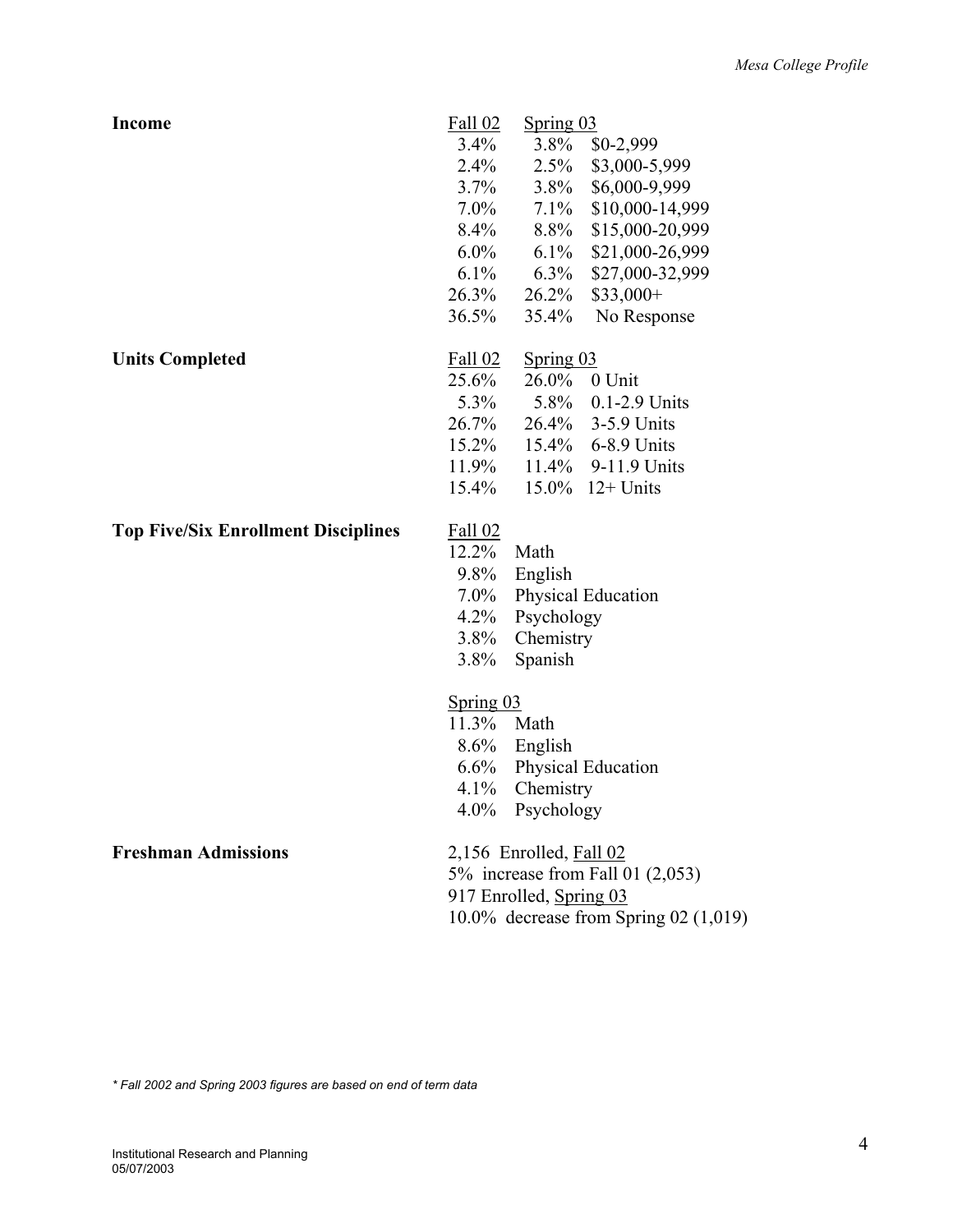**Income**

| Fall 02 | Spring 03 | |
|---|---|---|
| 3.4% | 3.8% | $0-2,999 |
| 2.4% | 2.5% | $3,000-5,999 |
| 3.7% | 3.8% | $6,000-9,999 |
| 7.0% | 7.1% | $10,000-14,999 |
| 8.4% | 8.8% | $15,000-20,999 |
| 6.0% | 6.1% | $21,000-26,999 |
| 6.1% | 6.3% | $27,000-32,999 |
| 26.3% | 26.2% | $33,000+ |
| 36.5% | 35.4% | No Response |

**Units Completed**

| Fall 02 | Spring 03 | |
|---|---|---|
| 25.6% | 26.0% | 0 Unit |
| 5.3% | 5.8% | 0.1-2.9 Units |
| 26.7% | 26.4% | 3-5.9 Units |
| 15.2% | 15.4% | 6-8.9 Units |
| 11.9% | 11.4% | 9-11.9 Units |
| 15.4% | 15.0% | 12+ Units |

**Top Five/Six Enrollment Disciplines**

Fall 02

| | |
|---|---|
| 12.2% | Math |
| 9.8% | English |
| 7.0% | Physical Education |
| 4.2% | Psychology |
| 3.8% | Chemistry |
| 3.8% | Spanish |

Spring 03

| | |
|---|---|
| 11.3% | Math |
| 8.6% | English |
| 6.6% | Physical Education |
| 4.1% | Chemistry |
| 4.0% | Psychology |

**Freshman Admissions**

2,156 Enrolled, Fall 02
5% increase from Fall 01 (2,053)
917 Enrolled, Spring 03
10.0% decrease from Spring 02 (1,019)

*\* Fall 2002 and Spring 2003 figures are based on end of term data*

Institutional Research and Planning
05/07/2003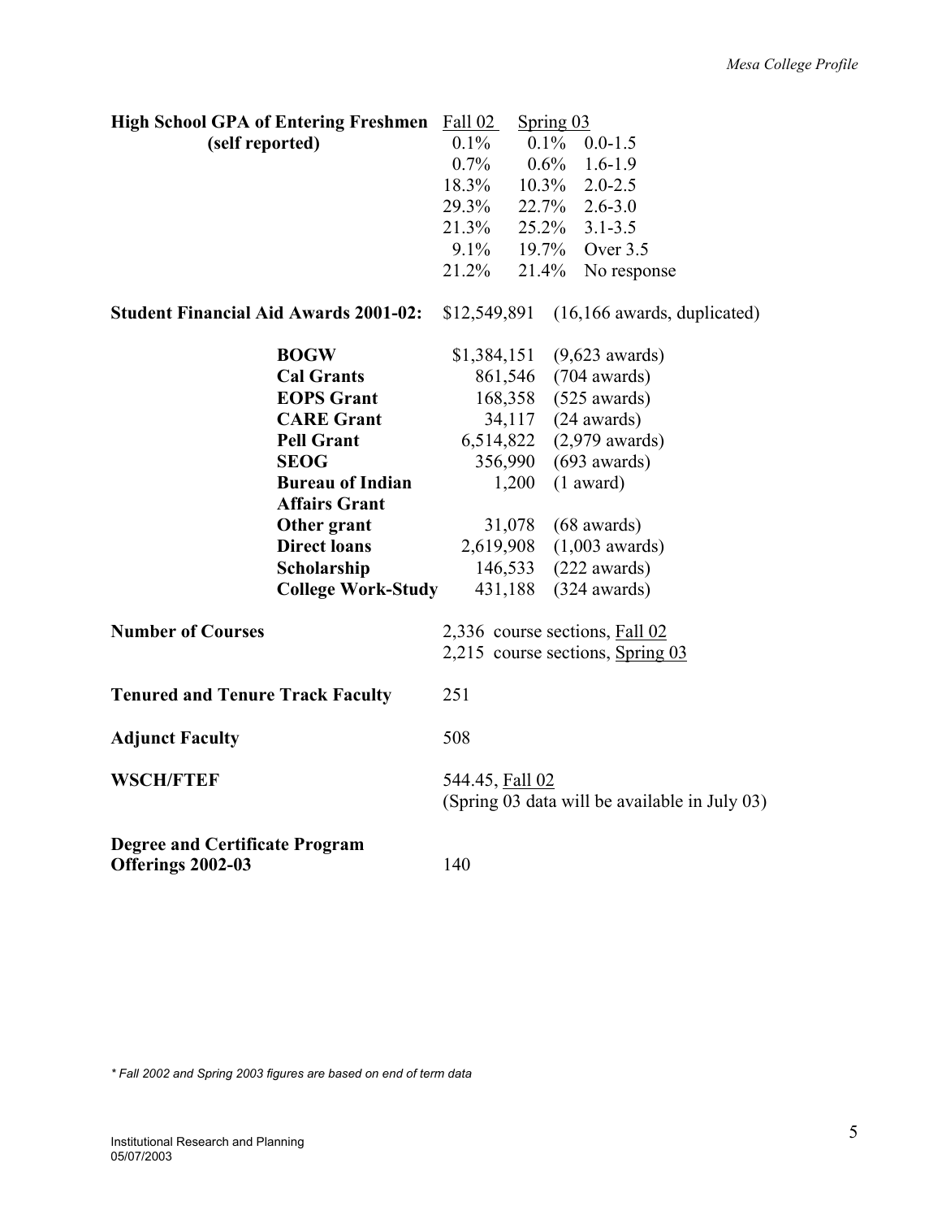**High School GPA of Entering Freshmen (self reported)**

| Fall 02 | Spring 03 | |
|---|---|---|
| 0.1% | 0.1% | 0.0-1.5 |
| 0.7% | 0.6% | 1.6-1.9 |
| 18.3% | 10.3% | 2.0-2.5 |
| 29.3% | 22.7% | 2.6-3.0 |
| 21.3% | 25.2% | 3.1-3.5 |
| 9.1% | 19.7% | Over 3.5 |
| 21.2% | 21.4% | No response |

**Student Financial Aid Awards 2001-02:** $12,549,891 (16,166 awards, duplicated)

| | | |
|---|---|---|
| **BOGW** | $1,384,151 | (9,623 awards) |
| **Cal Grants** | 861,546 | (704 awards) |
| **EOPS Grant** | 168,358 | (525 awards) |
| **CARE Grant** | 34,117 | (24 awards) |
| **Pell Grant** | 6,514,822 | (2,979 awards) |
| **SEOG** | 356,990 | (693 awards) |
| **Bureau of Indian Affairs Grant** | 1,200 | (1 award) |
| **Other grant** | 31,078 | (68 awards) |
| **Direct loans** | 2,619,908 | (1,003 awards) |
| **Scholarship** | 146,533 | (222 awards) |
| **College Work-Study** | 431,188 | (324 awards) |

**Number of Courses** 2,336 course sections, Fall 02
2,215 course sections, Spring 03

**Tenured and Tenure Track Faculty** 251

**Adjunct Faculty** 508

**WSCH/FTEF** 544.45, Fall 02
(Spring 03 data will be available in July 03)

**Degree and Certificate Program Offerings 2002-03** 140

*\* Fall 2002 and Spring 2003 figures are based on end of term data*

Institutional Research and Planning
05/07/2003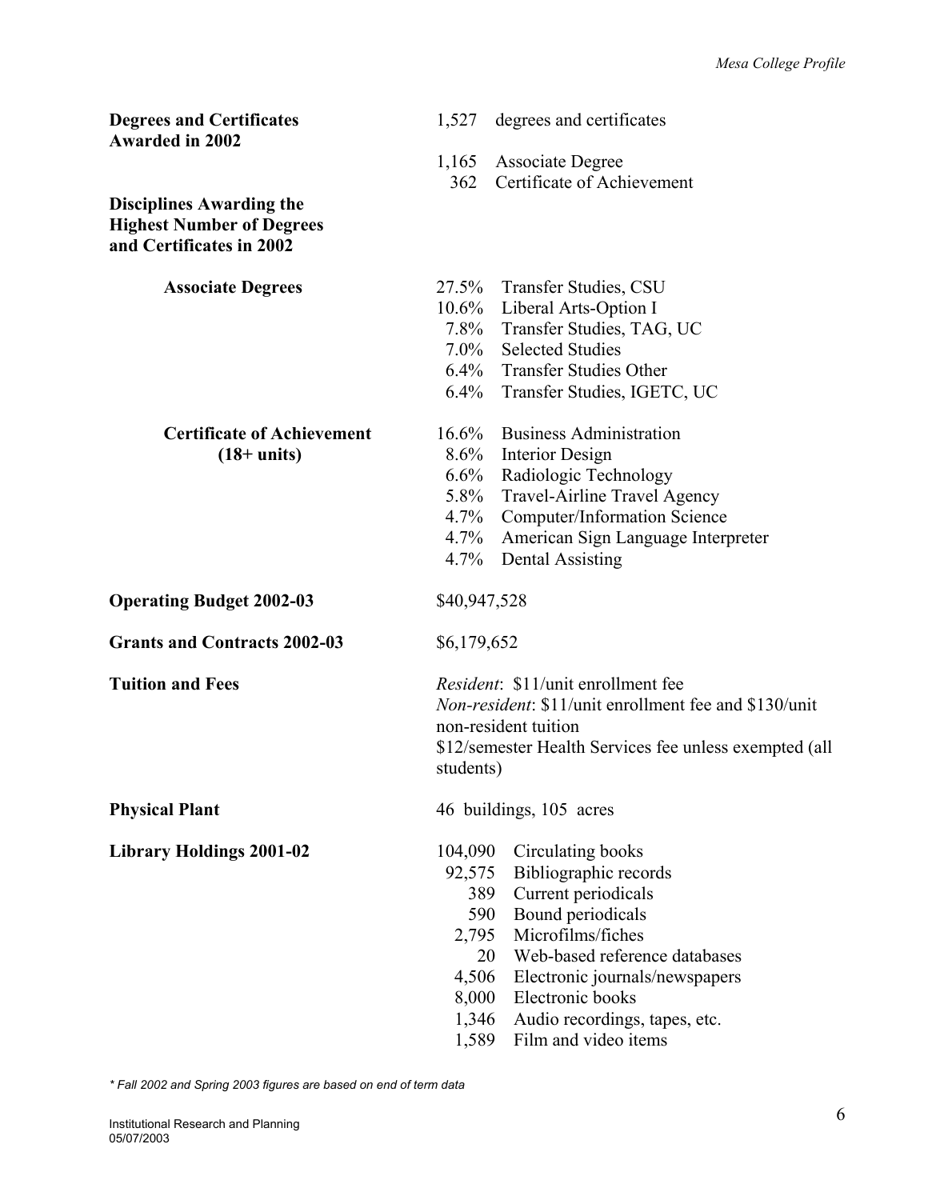| | |
|---|---|
| **Degrees and Certificates Awarded in 2002** | 1,527 degrees and certificates |
| | 1,165 Associate Degree |
| | 362 Certificate of Achievement |
| **Disciplines Awarding the Highest Number of Degrees and Certificates in 2002** | |
| **Associate Degrees** | 27.5% Transfer Studies, CSU |
| | 10.6% Liberal Arts-Option I |
| | 7.8% Transfer Studies, TAG, UC |
| | 7.0% Selected Studies |
| | 6.4% Transfer Studies Other |
| | 6.4% Transfer Studies, IGETC, UC |
| **Certificate of Achievement (18+ units)** | 16.6% Business Administration |
| | 8.6% Interior Design |
| | 6.6% Radiologic Technology |
| | 5.8% Travel-Airline Travel Agency |
| | 4.7% Computer/Information Science |
| | 4.7% American Sign Language Interpreter |
| | 4.7% Dental Assisting |
| **Operating Budget 2002-03** | $40,947,528 |
| **Grants and Contracts 2002-03** | $6,179,652 |
| **Tuition and Fees** | *Resident*: $11/unit enrollment fee<br>*Non-resident*: $11/unit enrollment fee and $130/unit non-resident tuition<br>$12/semester Health Services fee unless exempted (all students) |
| **Physical Plant** | 46 buildings, 105 acres |
| **Library Holdings 2001-02** | 104,090 Circulating books |
| | 92,575 Bibliographic records |
| | 389 Current periodicals |
| | 590 Bound periodicals |
| | 2,795 Microfilms/fiches |
| | 20 Web-based reference databases |
| | 4,506 Electronic journals/newspapers |
| | 8,000 Electronic books |
| | 1,346 Audio recordings, tapes, etc. |
| | 1,589 Film and video items |

*\* Fall 2002 and Spring 2003 figures are based on end of term data*

Institutional Research and Planning
05/07/2003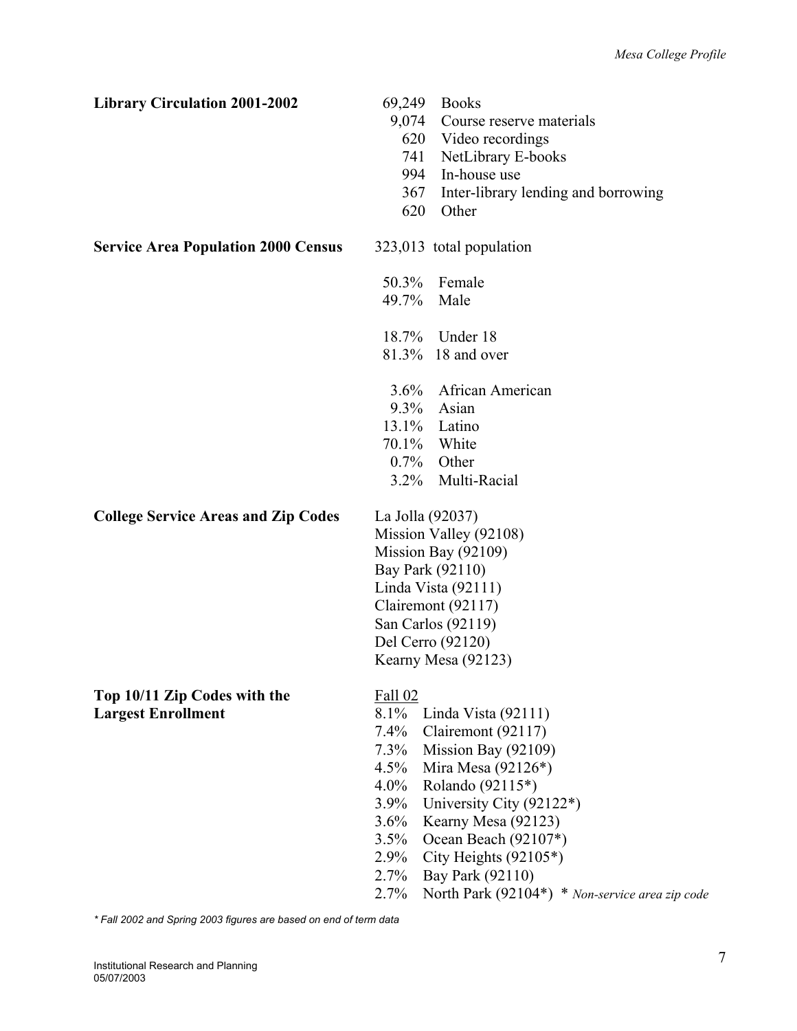**Library Circulation 2001-2002**

69,249 Books
9,074 Course reserve materials
620 Video recordings
741 NetLibrary E-books
994 In-house use
367 Inter-library lending and borrowing
620 Other

**Service Area Population 2000 Census**

323,013 total population

50.3% Female
49.7% Male

18.7% Under 18
81.3% 18 and over

3.6% African American
9.3% Asian
13.1% Latino
70.1% White
0.7% Other
3.2% Multi-Racial

**College Service Areas and Zip Codes**

La Jolla (92037)
Mission Valley (92108)
Mission Bay (92109)
Bay Park (92110)
Linda Vista (92111)
Clairemont (92117)
San Carlos (92119)
Del Cerro (92120)
Kearny Mesa (92123)

**Top 10/11 Zip Codes with the Largest Enrollment**

Fall 02
8.1% Linda Vista (92111)
7.4% Clairemont (92117)
7.3% Mission Bay (92109)
4.5% Mira Mesa (92126*)
4.0% Rolando (92115*)
3.9% University City (92122*)
3.6% Kearny Mesa (92123)
3.5% Ocean Beach (92107*)
2.9% City Heights (92105*)
2.7% Bay Park (92110)
2.7% North Park (92104*) * *Non-service area zip code*

*\* Fall 2002 and Spring 2003 figures are based on end of term data*

Institutional Research and Planning
05/07/2003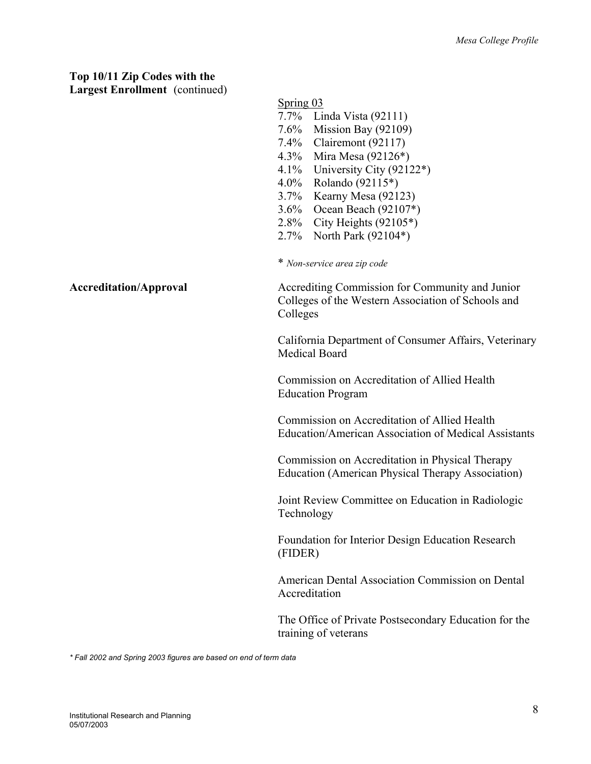**Top 10/11 Zip Codes with the Largest Enrollment** (continued)

Spring 03

- 7.7% Linda Vista (92111)
- 7.6% Mission Bay (92109)
- 7.4% Clairemont (92117)
- 4.3% Mira Mesa (92126*)
- 4.1% University City (92122*)
- 4.0% Rolando (92115*)
- 3.7% Kearny Mesa (92123)
- 3.6% Ocean Beach (92107*)
- 2.8% City Heights (92105*)
- 2.7% North Park (92104*)

\* *Non-service area zip code*

**Accreditation/Approval**

Accrediting Commission for Community and Junior Colleges of the Western Association of Schools and Colleges

California Department of Consumer Affairs, Veterinary Medical Board

Commission on Accreditation of Allied Health Education Program

Commission on Accreditation of Allied Health Education/American Association of Medical Assistants

Commission on Accreditation in Physical Therapy Education (American Physical Therapy Association)

Joint Review Committee on Education in Radiologic Technology

Foundation for Interior Design Education Research (FIDER)

American Dental Association Commission on Dental Accreditation

The Office of Private Postsecondary Education for the training of veterans

*\* Fall 2002 and Spring 2003 figures are based on end of term data*

Institutional Research and Planning
05/07/2003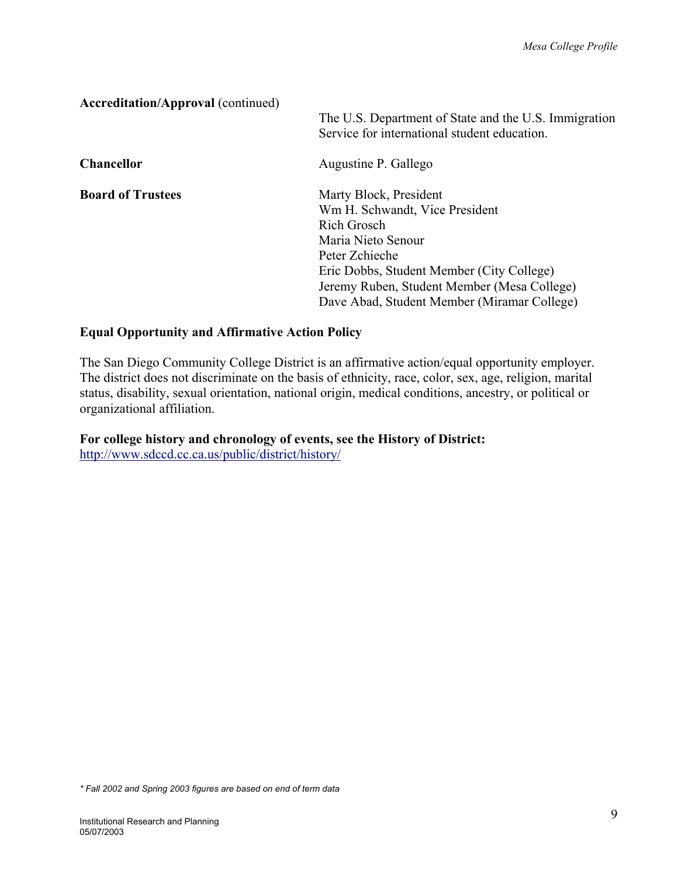**Accreditation/Approval** (continued)

The U.S. Department of State and the U.S. Immigration Service for international student education.

**Chancellor**

Augustine P. Gallego

**Board of Trustees**

Marty Block, President
Wm H. Schwandt, Vice President
Rich Grosch
Maria Nieto Senour
Peter Zchieche
Eric Dobbs, Student Member (City College)
Jeremy Ruben, Student Member (Mesa College)
Dave Abad, Student Member (Miramar College)

**Equal Opportunity and Affirmative Action Policy**

The San Diego Community College District is an affirmative action/equal opportunity employer. The district does not discriminate on the basis of ethnicity, race, color, sex, age, religion, marital status, disability, sexual orientation, national origin, medical conditions, ancestry, or political or organizational affiliation.

**For college history and chronology of events, see the History of District:**
http://www.sdccd.cc.ca.us/public/district/history/

*\* Fall 2002 and Spring 2003 figures are based on end of term data*

Institutional Research and Planning
05/07/2003